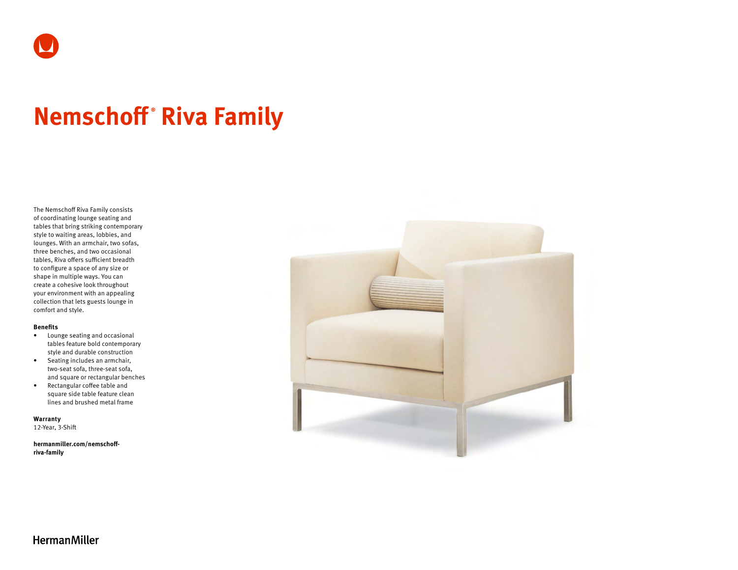# Nemschoff® Riva Family

The Nemschoff Riva Family consists of coordinating lounge seating and tables that bring striking contemporary style to waiting areas, lobbies, and lounges. With an armchair, two sofas, three benches, and two occasional tables, Riva offers sufficient breadth to configure a space of any size or shape in multiple ways. You can create a cohesive look throughout your environment with an appealing collection that lets guests lounge in comfort and style.

**Benefits**

- Lounge seating and occasional tables feature bold contemporary style and durable construction
- Seating includes an armchair, two-seat sofa, three-seat sofa, and square or rectangular benches
- Rectangular coffee table and square side table feature clean lines and brushed metal frame

**Warranty**
12-Year, 3-Shift

**hermanmiller.com/nemschoff-riva-family**

HermanMiller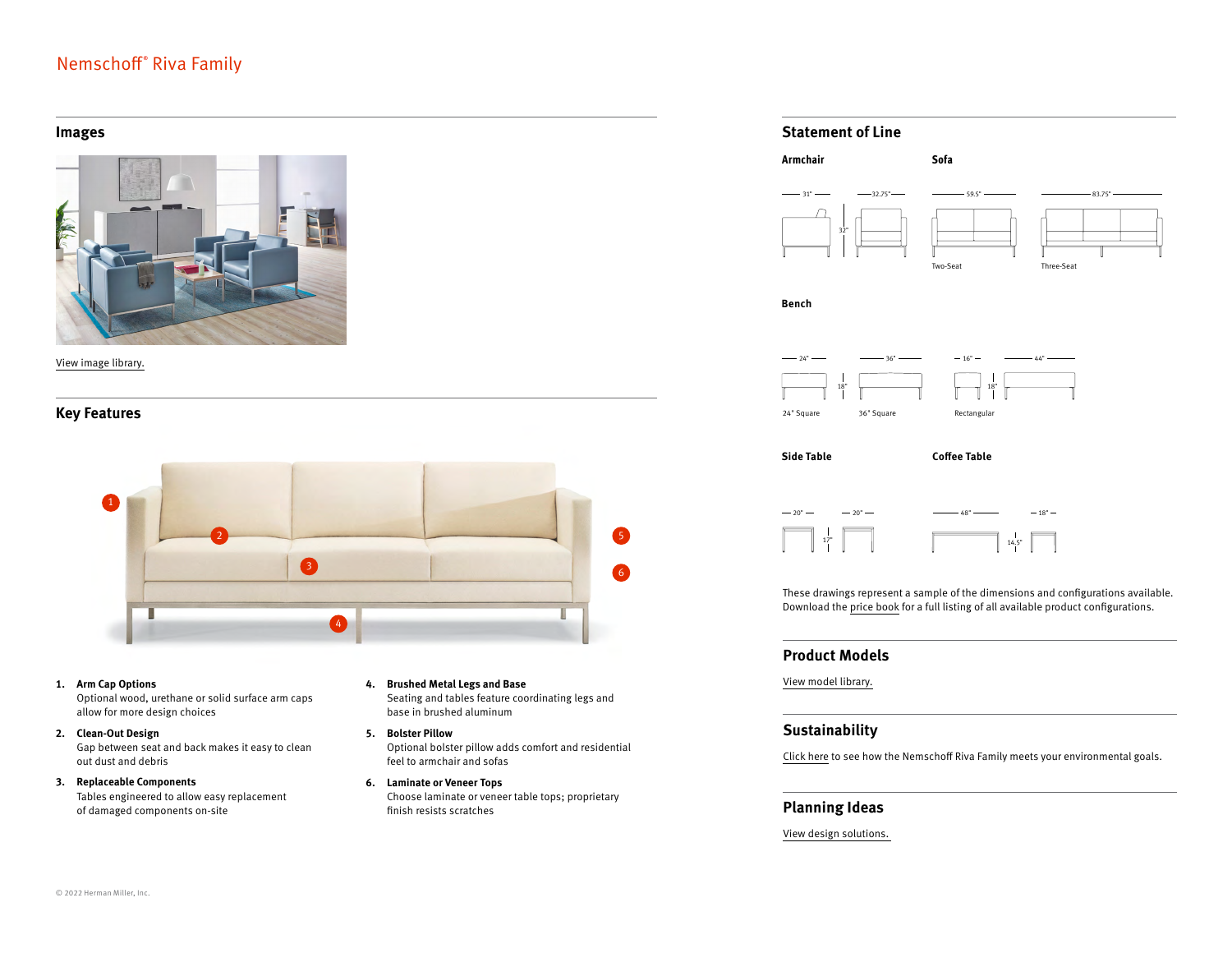# Nemschoff® Riva Family

## Images

View image library.

## Key Features

1. **Arm Cap Options**
   Optional wood, urethane or solid surface arm caps allow for more design choices
2. **Clean-Out Design**
   Gap between seat and back makes it easy to clean out dust and debris
3. **Replaceable Components**
   Tables engineered to allow easy replacement of damaged components on-site
4. **Brushed Metal Legs and Base**
   Seating and tables feature coordinating legs and base in brushed aluminum
5. **Bolster Pillow**
   Optional bolster pillow adds comfort and residential feel to armchair and sofas
6. **Laminate or Veneer Tops**
   Choose laminate or veneer table tops; proprietary finish resists scratches

## Statement of Line

**Armchair**

31"
32.75"
32"

**Sofa**

59.5"
Two-Seat

83.75"
Three-Seat

**Bench**

24"
18"
24" Square

36"
36" Square

16"
18"
44"
Rectangular

**Side Table**

20"
17"
20"

**Coffee Table**

48"
14.5"
18"

These drawings represent a sample of the dimensions and configurations available. Download the price book for a full listing of all available product configurations.

## Product Models

View model library.

## Sustainability

Click here to see how the Nemschoff Riva Family meets your environmental goals.

## Planning Ideas

View design solutions.

© 2022 Herman Miller, Inc.